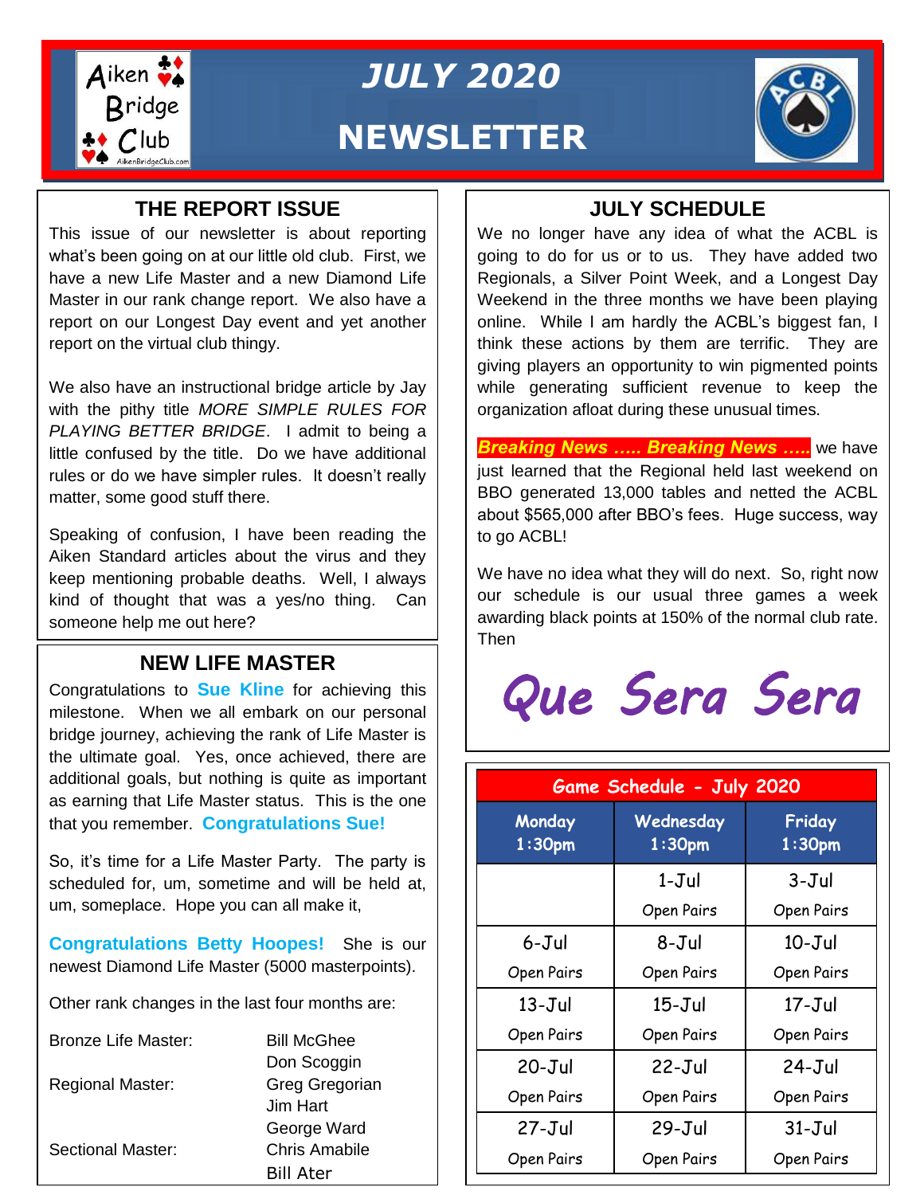# JULY 2020 NEWSLETTER

## THE REPORT ISSUE

This issue of our newsletter is about reporting what's been going on at our little old club. First, we have a new Life Master and a new Diamond Life Master in our rank change report. We also have a report on our Longest Day event and yet another report on the virtual club thingy.

We also have an instructional bridge article by Jay with the pithy title *MORE SIMPLE RULES FOR PLAYING BETTER BRIDGE*. I admit to being a little confused by the title. Do we have additional rules or do we have simpler rules. It doesn't really matter, some good stuff there.

Speaking of confusion, I have been reading the Aiken Standard articles about the virus and they keep mentioning probable deaths. Well, I always kind of thought that was a yes/no thing. Can someone help me out here?

## NEW LIFE MASTER

Congratulations to **Sue Kline** for achieving this milestone. When we all embark on our personal bridge journey, achieving the rank of Life Master is the ultimate goal. Yes, once achieved, there are additional goals, but nothing is quite as important as earning that Life Master status. This is the one that you remember. **Congratulations Sue!**

So, it's time for a Life Master Party. The party is scheduled for, um, sometime and will be held at, um, someplace. Hope you can all make it,

**Congratulations Betty Hoopes!** She is our newest Diamond Life Master (5000 masterpoints).

Other rank changes in the last four months are:

| | |
|---|---|
| Bronze Life Master: | Bill McGhee |
| | Don Scoggin |
| Regional Master: | Greg Gregorian |
| | Jim Hart |
| | George Ward |
| Sectional Master: | Chris Amabile |
| | Bill Ater |

## JULY SCHEDULE

We no longer have any idea of what the ACBL is going to do for us or to us. They have added two Regionals, a Silver Point Week, and a Longest Day Weekend in the three months we have been playing online. While I am hardly the ACBL's biggest fan, I think these actions by them are terrific. They are giving players an opportunity to win pigmented points while generating sufficient revenue to keep the organization afloat during these unusual times.

***Breaking News ….. Breaking News …..*** we have just learned that the Regional held last weekend on BBO generated 13,000 tables and netted the ACBL about $565,000 after BBO's fees. Huge success, way to go ACBL!

We have no idea what they will do next. So, right now our schedule is our usual three games a week awarding black points at 150% of the normal club rate. Then

**Que Sera Sera**

| Game Schedule - July 2020 | | |
|---|---|---|
| **Monday 1:30pm** | **Wednesday 1:30pm** | **Friday 1:30pm** |
| | 1-Jul Open Pairs | 3-Jul Open Pairs |
| 6-Jul Open Pairs | 8-Jul Open Pairs | 10-Jul Open Pairs |
| 13-Jul Open Pairs | 15-Jul Open Pairs | 17-Jul Open Pairs |
| 20-Jul Open Pairs | 22-Jul Open Pairs | 24-Jul Open Pairs |
| 27-Jul Open Pairs | 29-Jul Open Pairs | 31-Jul Open Pairs |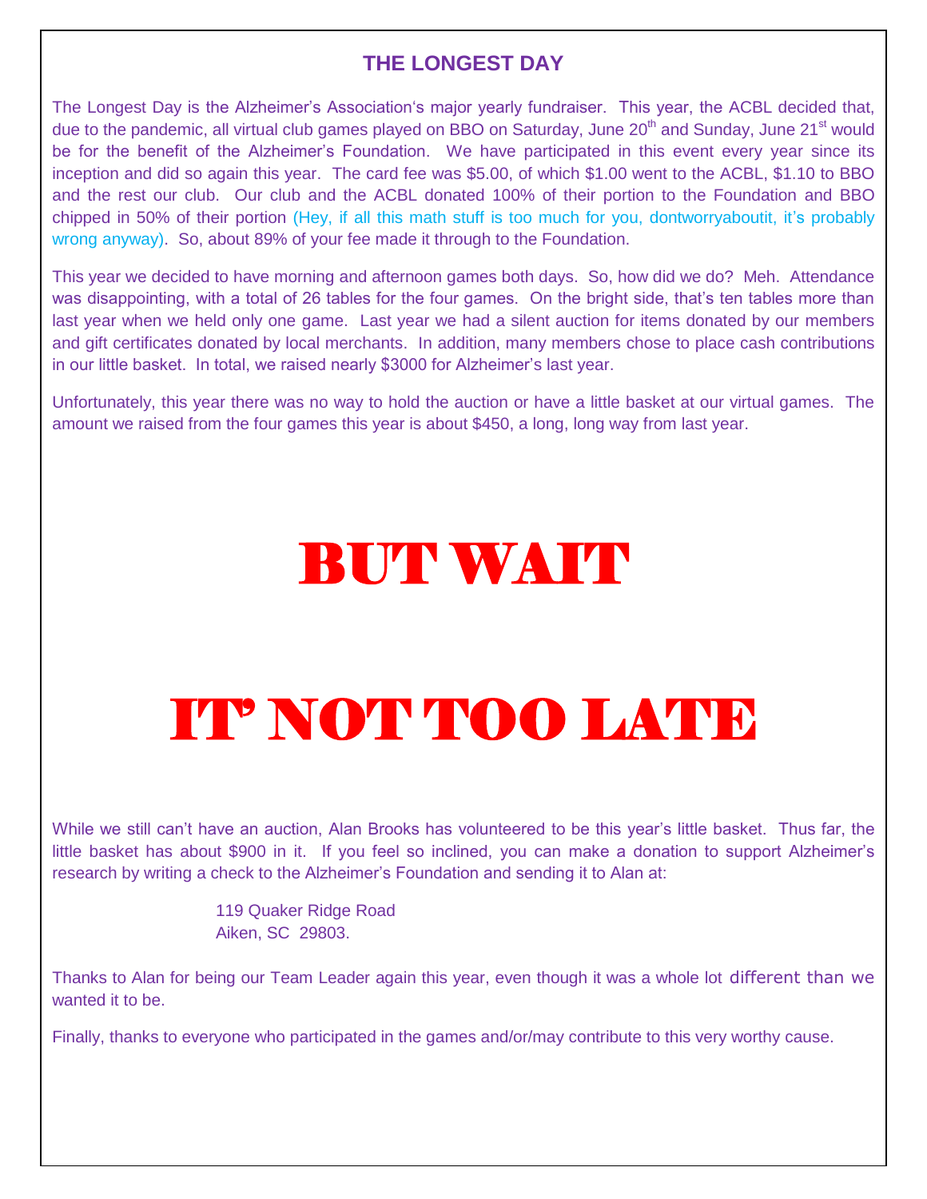## THE LONGEST DAY

The Longest Day is the Alzheimer's Association's major yearly fundraiser. This year, the ACBL decided that, due to the pandemic, all virtual club games played on BBO on Saturday, June 20th and Sunday, June 21st would be for the benefit of the Alzheimer's Foundation. We have participated in this event every year since its inception and did so again this year. The card fee was $5.00, of which $1.00 went to the ACBL, $1.10 to BBO and the rest our club. Our club and the ACBL donated 100% of their portion to the Foundation and BBO chipped in 50% of their portion (Hey, if all this math stuff is too much for you, dontworryaboutit, it's probably wrong anyway). So, about 89% of your fee made it through to the Foundation.

This year we decided to have morning and afternoon games both days. So, how did we do? Meh. Attendance was disappointing, with a total of 26 tables for the four games. On the bright side, that's ten tables more than last year when we held only one game. Last year we had a silent auction for items donated by our members and gift certificates donated by local merchants. In addition, many members chose to place cash contributions in our little basket. In total, we raised nearly $3000 for Alzheimer's last year.

Unfortunately, this year there was no way to hold the auction or have a little basket at our virtual games. The amount we raised from the four games this year is about $450, a long, long way from last year.

# BUT WAIT

# IT' NOT TOO LATE

While we still can't have an auction, Alan Brooks has volunteered to be this year's little basket. Thus far, the little basket has about $900 in it. If you feel so inclined, you can make a donation to support Alzheimer's research by writing a check to the Alzheimer's Foundation and sending it to Alan at:

119 Quaker Ridge Road
Aiken, SC 29803.

Thanks to Alan for being our Team Leader again this year, even though it was a whole lot different than we wanted it to be.

Finally, thanks to everyone who participated in the games and/or/may contribute to this very worthy cause.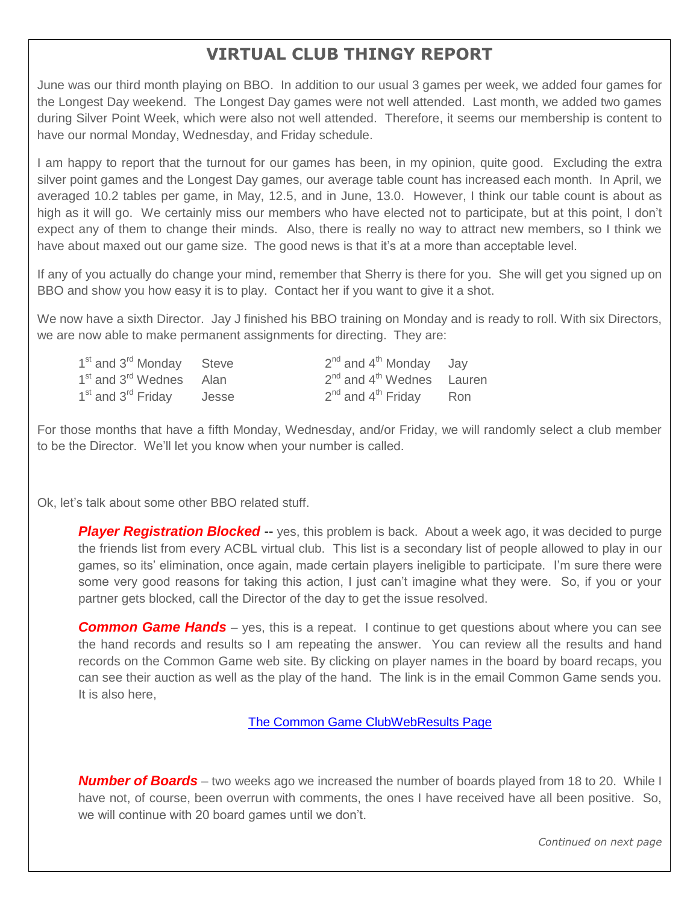## VIRTUAL CLUB THINGY REPORT

June was our third month playing on BBO. In addition to our usual 3 games per week, we added four games for the Longest Day weekend. The Longest Day games were not well attended. Last month, we added two games during Silver Point Week, which were also not well attended. Therefore, it seems our membership is content to have our normal Monday, Wednesday, and Friday schedule.

I am happy to report that the turnout for our games has been, in my opinion, quite good. Excluding the extra silver point games and the Longest Day games, our average table count has increased each month. In April, we averaged 10.2 tables per game, in May, 12.5, and in June, 13.0. However, I think our table count is about as high as it will go. We certainly miss our members who have elected not to participate, but at this point, I don't expect any of them to change their minds. Also, there is really no way to attract new members, so I think we have about maxed out our game size. The good news is that it's at a more than acceptable level.

If any of you actually do change your mind, remember that Sherry is there for you. She will get you signed up on BBO and show you how easy it is to play. Contact her if you want to give it a shot.

We now have a sixth Director. Jay J finished his BBO training on Monday and is ready to roll. With six Directors, we are now able to make permanent assignments for directing. They are:

| | | | |
|---|---|---|---|
| 1st and 3rd Monday | Steve | 2nd and 4th Monday | Jay |
| 1st and 3rd Wednes | Alan | 2nd and 4th Wednes | Lauren |
| 1st and 3rd Friday | Jesse | 2nd and 4th Friday | Ron |

For those months that have a fifth Monday, Wednesday, and/or Friday, we will randomly select a club member to be the Director. We'll let you know when your number is called.

Ok, let's talk about some other BBO related stuff.

***Player Registration Blocked*** -- yes, this problem is back. About a week ago, it was decided to purge the friends list from every ACBL virtual club. This list is a secondary list of people allowed to play in our games, so its' elimination, once again, made certain players ineligible to participate. I'm sure there were some very good reasons for taking this action, I just can't imagine what they were. So, if you or your partner gets blocked, call the Director of the day to get the issue resolved.

***Common Game Hands*** – yes, this is a repeat. I continue to get questions about where you can see the hand records and results so I am repeating the answer. You can review all the results and hand records on the Common Game web site. By clicking on player names in the board by board recaps, you can see their auction as well as the play of the hand. The link is in the email Common Game sends you. It is also here,

The Common Game ClubWebResults Page

***Number of Boards*** – two weeks ago we increased the number of boards played from 18 to 20. While I have not, of course, been overrun with comments, the ones I have received have all been positive. So, we will continue with 20 board games until we don't.

*Continued on next page*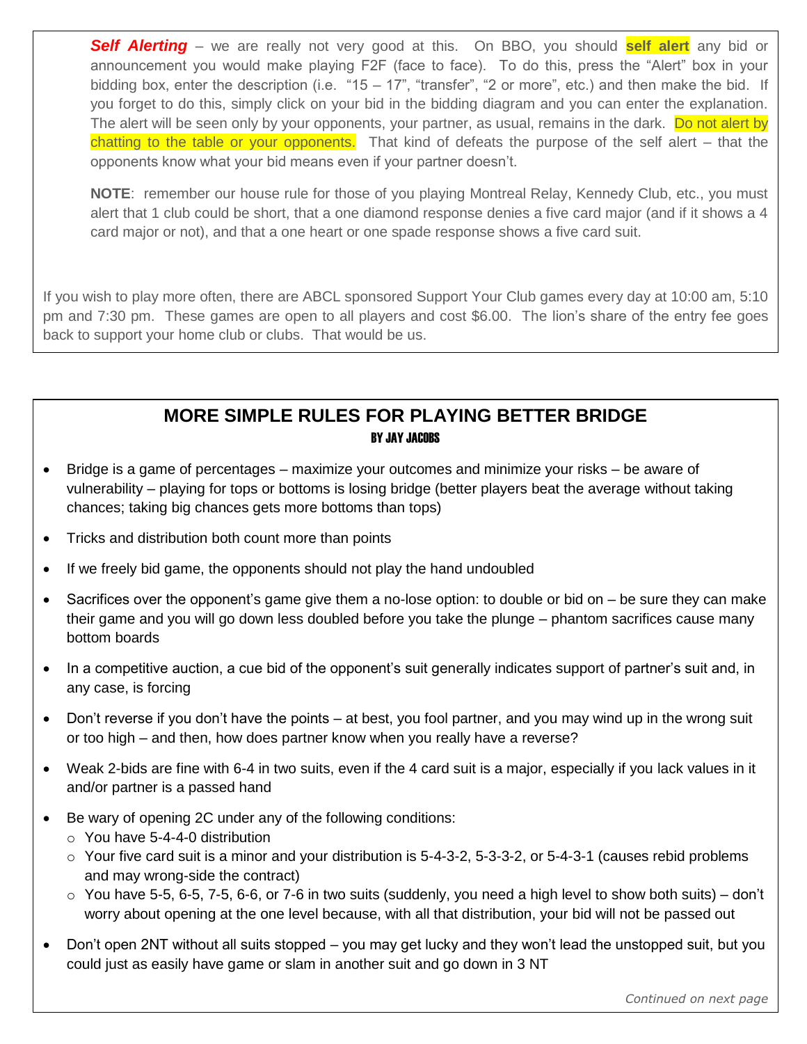***Self Alerting*** – we are really not very good at this. On BBO, you should **self alert** any bid or announcement you would make playing F2F (face to face). To do this, press the "Alert" box in your bidding box, enter the description (i.e. "15 – 17", "transfer", "2 or more", etc.) and then make the bid. If you forget to do this, simply click on your bid in the bidding diagram and you can enter the explanation. The alert will be seen only by your opponents, your partner, as usual, remains in the dark. Do not alert by chatting to the table or your opponents. That kind of defeats the purpose of the self alert – that the opponents know what your bid means even if your partner doesn't.

**NOTE**: remember our house rule for those of you playing Montreal Relay, Kennedy Club, etc., you must alert that 1 club could be short, that a one diamond response denies a five card major (and if it shows a 4 card major or not), and that a one heart or one spade response shows a five card suit.

If you wish to play more often, there are ABCL sponsored Support Your Club games every day at 10:00 am, 5:10 pm and 7:30 pm. These games are open to all players and cost $6.00. The lion's share of the entry fee goes back to support your home club or clubs. That would be us.

## MORE SIMPLE RULES FOR PLAYING BETTER BRIDGE

**BY JAY JACOBS**

- Bridge is a game of percentages – maximize your outcomes and minimize your risks – be aware of vulnerability – playing for tops or bottoms is losing bridge (better players beat the average without taking chances; taking big chances gets more bottoms than tops)
- Tricks and distribution both count more than points
- If we freely bid game, the opponents should not play the hand undoubled
- Sacrifices over the opponent's game give them a no-lose option: to double or bid on – be sure they can make their game and you will go down less doubled before you take the plunge – phantom sacrifices cause many bottom boards
- In a competitive auction, a cue bid of the opponent's suit generally indicates support of partner's suit and, in any case, is forcing
- Don't reverse if you don't have the points – at best, you fool partner, and you may wind up in the wrong suit or too high – and then, how does partner know when you really have a reverse?
- Weak 2-bids are fine with 6-4 in two suits, even if the 4 card suit is a major, especially if you lack values in it and/or partner is a passed hand
- Be wary of opening 2C under any of the following conditions:
  - You have 5-4-4-0 distribution
  - Your five card suit is a minor and your distribution is 5-4-3-2, 5-3-3-2, or 5-4-3-1 (causes rebid problems and may wrong-side the contract)
  - You have 5-5, 6-5, 7-5, 6-6, or 7-6 in two suits (suddenly, you need a high level to show both suits) – don't worry about opening at the one level because, with all that distribution, your bid will not be passed out
- Don't open 2NT without all suits stopped – you may get lucky and they won't lead the unstopped suit, but you could just as easily have game or slam in another suit and go down in 3 NT

*Continued on next page*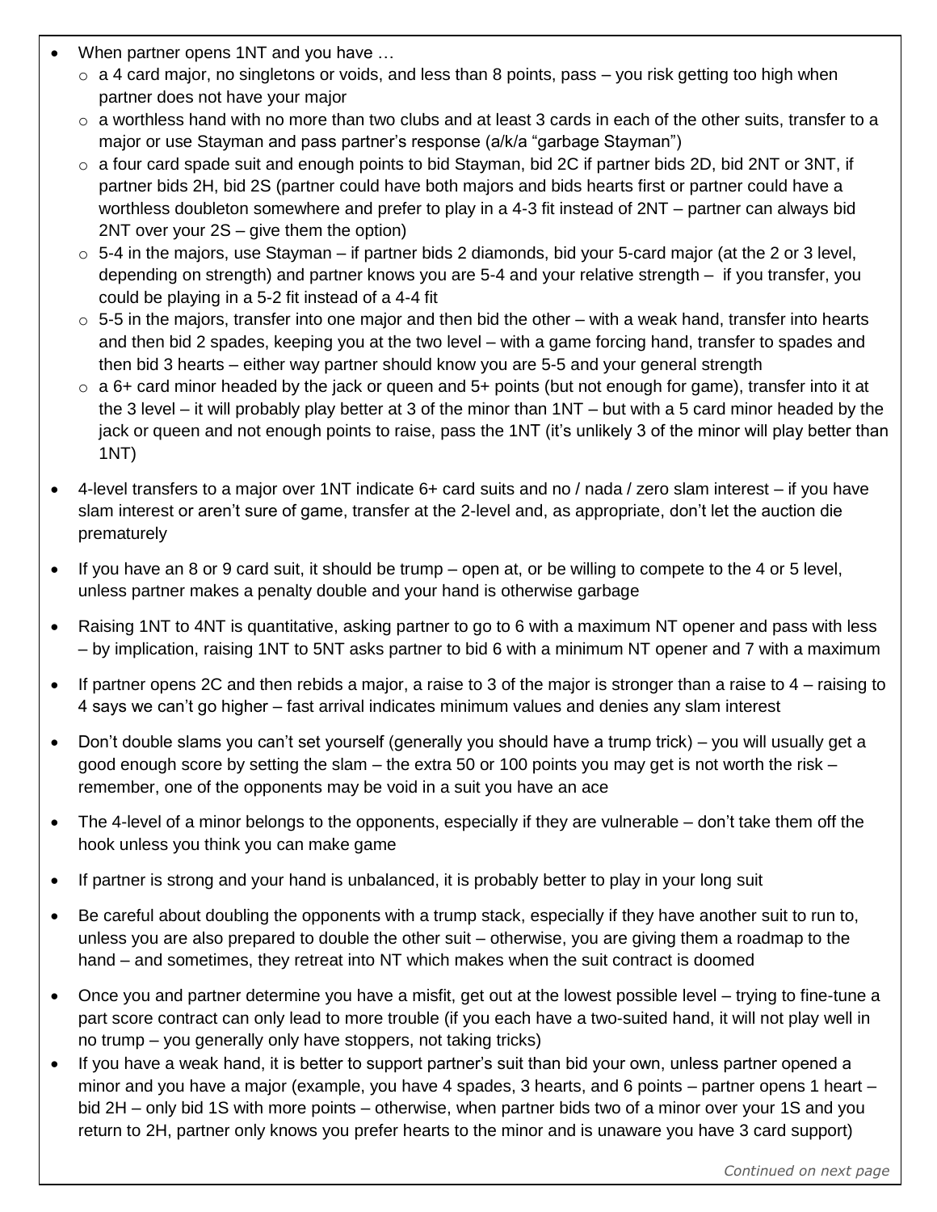- When partner opens 1NT and you have …
  - a 4 card major, no singletons or voids, and less than 8 points, pass – you risk getting too high when partner does not have your major
  - a worthless hand with no more than two clubs and at least 3 cards in each of the other suits, transfer to a major or use Stayman and pass partner's response (a/k/a "garbage Stayman")
  - a four card spade suit and enough points to bid Stayman, bid 2C if partner bids 2D, bid 2NT or 3NT, if partner bids 2H, bid 2S (partner could have both majors and bids hearts first or partner could have a worthless doubleton somewhere and prefer to play in a 4-3 fit instead of 2NT – partner can always bid 2NT over your 2S – give them the option)
  - 5-4 in the majors, use Stayman – if partner bids 2 diamonds, bid your 5-card major (at the 2 or 3 level, depending on strength) and partner knows you are 5-4 and your relative strength – if you transfer, you could be playing in a 5-2 fit instead of a 4-4 fit
  - 5-5 in the majors, transfer into one major and then bid the other – with a weak hand, transfer into hearts and then bid 2 spades, keeping you at the two level – with a game forcing hand, transfer to spades and then bid 3 hearts – either way partner should know you are 5-5 and your general strength
  - a 6+ card minor headed by the jack or queen and 5+ points (but not enough for game), transfer into it at the 3 level – it will probably play better at 3 of the minor than 1NT – but with a 5 card minor headed by the jack or queen and not enough points to raise, pass the 1NT (it's unlikely 3 of the minor will play better than 1NT)
- 4-level transfers to a major over 1NT indicate 6+ card suits and no / nada / zero slam interest – if you have slam interest or aren't sure of game, transfer at the 2-level and, as appropriate, don't let the auction die prematurely
- If you have an 8 or 9 card suit, it should be trump – open at, or be willing to compete to the 4 or 5 level, unless partner makes a penalty double and your hand is otherwise garbage
- Raising 1NT to 4NT is quantitative, asking partner to go to 6 with a maximum NT opener and pass with less – by implication, raising 1NT to 5NT asks partner to bid 6 with a minimum NT opener and 7 with a maximum
- If partner opens 2C and then rebids a major, a raise to 3 of the major is stronger than a raise to 4 – raising to 4 says we can't go higher – fast arrival indicates minimum values and denies any slam interest
- Don't double slams you can't set yourself (generally you should have a trump trick) – you will usually get a good enough score by setting the slam – the extra 50 or 100 points you may get is not worth the risk – remember, one of the opponents may be void in a suit you have an ace
- The 4-level of a minor belongs to the opponents, especially if they are vulnerable – don't take them off the hook unless you think you can make game
- If partner is strong and your hand is unbalanced, it is probably better to play in your long suit
- Be careful about doubling the opponents with a trump stack, especially if they have another suit to run to, unless you are also prepared to double the other suit – otherwise, you are giving them a roadmap to the hand – and sometimes, they retreat into NT which makes when the suit contract is doomed
- Once you and partner determine you have a misfit, get out at the lowest possible level – trying to fine-tune a part score contract can only lead to more trouble (if you each have a two-suited hand, it will not play well in no trump – you generally only have stoppers, not taking tricks)
- If you have a weak hand, it is better to support partner's suit than bid your own, unless partner opened a minor and you have a major (example, you have 4 spades, 3 hearts, and 6 points – partner opens 1 heart – bid 2H – only bid 1S with more points – otherwise, when partner bids two of a minor over your 1S and you return to 2H, partner only knows you prefer hearts to the minor and is unaware you have 3 card support)

*Continued on next page*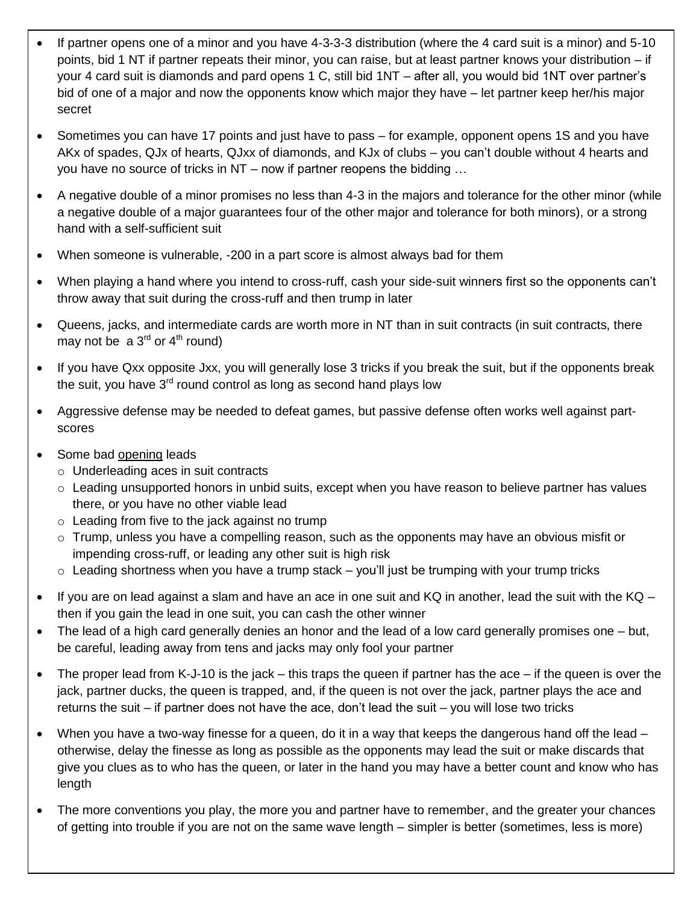- If partner opens one of a minor and you have 4-3-3-3 distribution (where the 4 card suit is a minor) and 5-10 points, bid 1 NT if partner repeats their minor, you can raise, but at least partner knows your distribution – if your 4 card suit is diamonds and pard opens 1 C, still bid 1NT – after all, you would bid 1NT over partner's bid of one of a major and now the opponents know which major they have – let partner keep her/his major secret
- Sometimes you can have 17 points and just have to pass – for example, opponent opens 1S and you have AKx of spades, QJx of hearts, QJxx of diamonds, and KJx of clubs – you can't double without 4 hearts and you have no source of tricks in NT – now if partner reopens the bidding …
- A negative double of a minor promises no less than 4-3 in the majors and tolerance for the other minor (while a negative double of a major guarantees four of the other major and tolerance for both minors), or a strong hand with a self-sufficient suit
- When someone is vulnerable, -200 in a part score is almost always bad for them
- When playing a hand where you intend to cross-ruff, cash your side-suit winners first so the opponents can't throw away that suit during the cross-ruff and then trump in later
- Queens, jacks, and intermediate cards are worth more in NT than in suit contracts (in suit contracts, there may not be a 3rd or 4th round)
- If you have Qxx opposite Jxx, you will generally lose 3 tricks if you break the suit, but if the opponents break the suit, you have 3rd round control as long as second hand plays low
- Aggressive defense may be needed to defeat games, but passive defense often works well against part-scores
- Some bad <u>opening</u> leads
  - Underleading aces in suit contracts
  - Leading unsupported honors in unbid suits, except when you have reason to believe partner has values there, or you have no other viable lead
  - Leading from five to the jack against no trump
  - Trump, unless you have a compelling reason, such as the opponents may have an obvious misfit or impending cross-ruff, or leading any other suit is high risk
  - Leading shortness when you have a trump stack – you'll just be trumping with your trump tricks
- If you are on lead against a slam and have an ace in one suit and KQ in another, lead the suit with the KQ – then if you gain the lead in one suit, you can cash the other winner
- The lead of a high card generally denies an honor and the lead of a low card generally promises one – but, be careful, leading away from tens and jacks may only fool your partner
- The proper lead from K-J-10 is the jack – this traps the queen if partner has the ace – if the queen is over the jack, partner ducks, the queen is trapped, and, if the queen is not over the jack, partner plays the ace and returns the suit – if partner does not have the ace, don't lead the suit – you will lose two tricks
- When you have a two-way finesse for a queen, do it in a way that keeps the dangerous hand off the lead – otherwise, delay the finesse as long as possible as the opponents may lead the suit or make discards that give you clues as to who has the queen, or later in the hand you may have a better count and know who has length
- The more conventions you play, the more you and partner have to remember, and the greater your chances of getting into trouble if you are not on the same wave length – simpler is better (sometimes, less is more)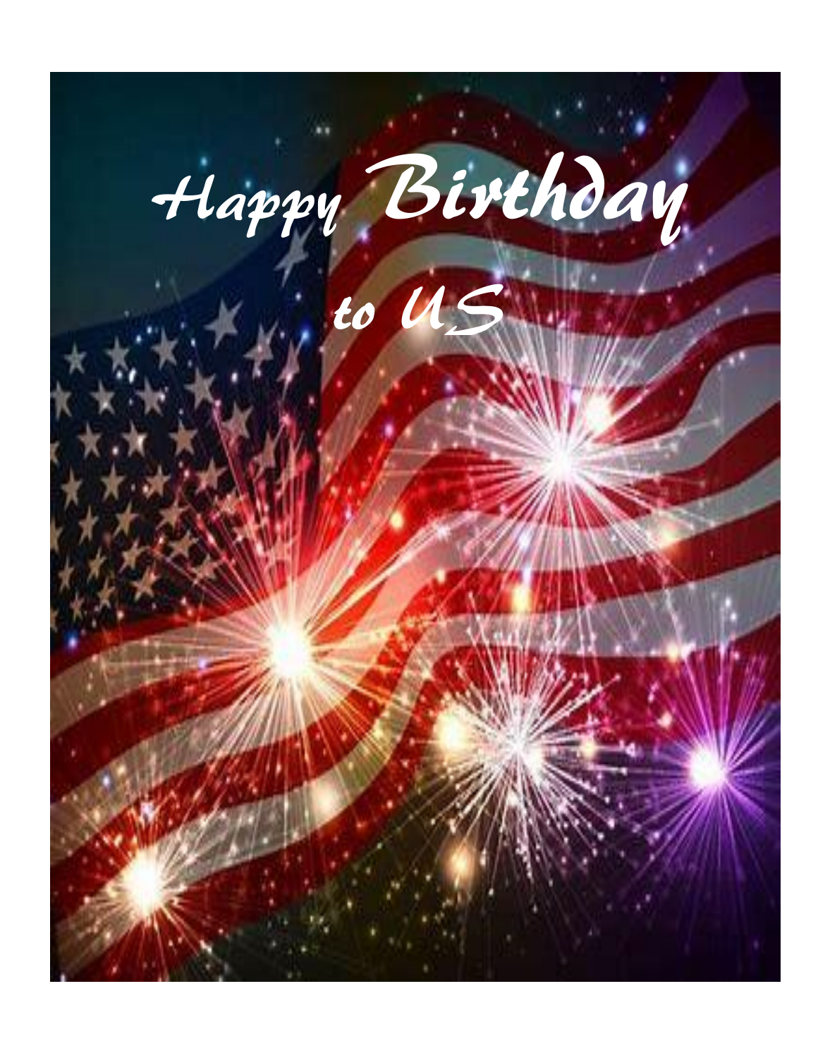# Happy Birthday

# to US